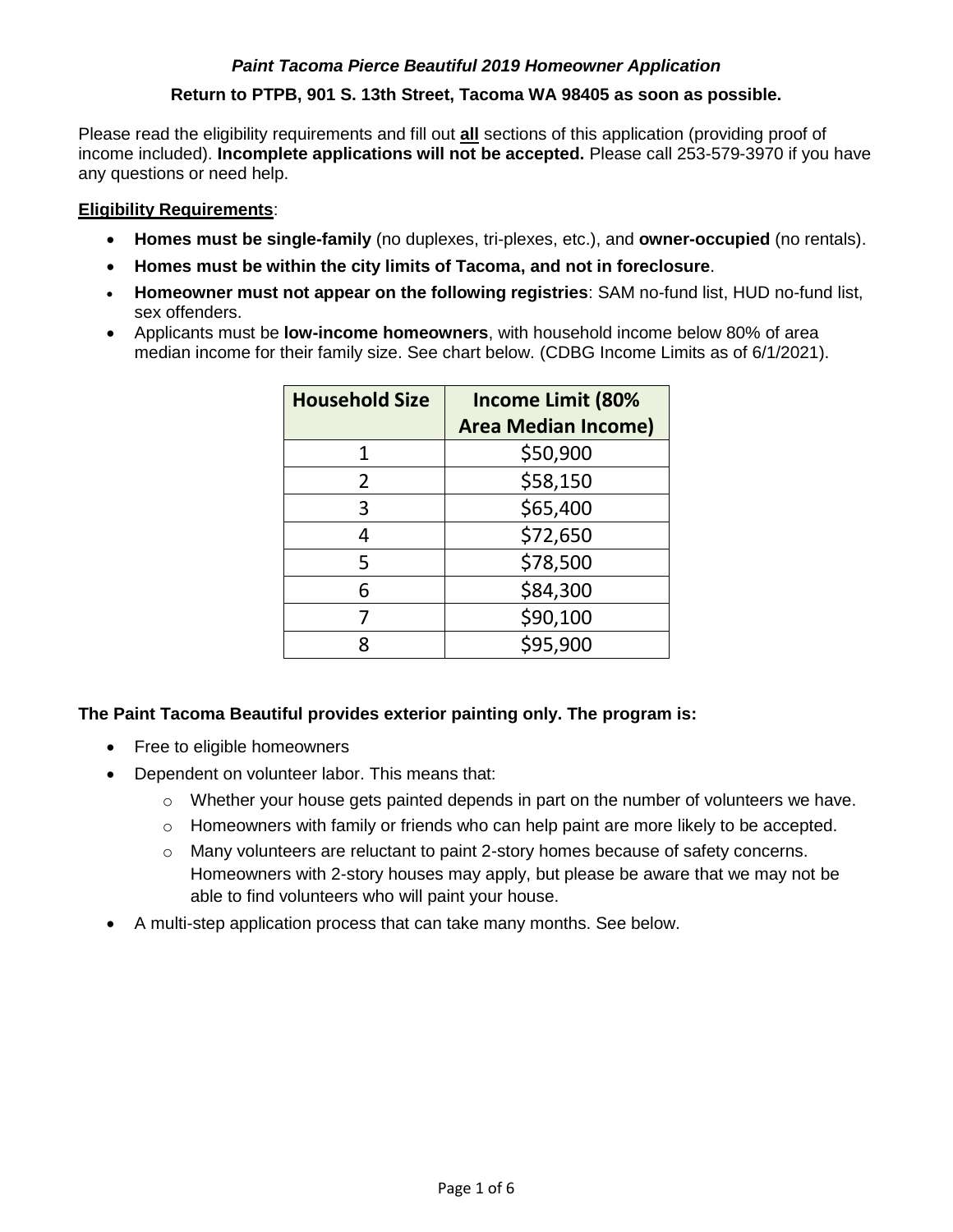***Paint Tacoma Pierce Beautiful 2019 Homeowner Application***

**Return to PTPB, 901 S. 13th Street, Tacoma WA 98405 as soon as possible.**

Please read the eligibility requirements and fill out **all** sections of this application (providing proof of income included). **Incomplete applications will not be accepted.** Please call 253-579-3970 if you have any questions or need help.

**Eligibility Requirements**:

- **Homes must be single-family** (no duplexes, tri-plexes, etc.), and **owner-occupied** (no rentals).
- **Homes must be within the city limits of Tacoma, and not in foreclosure**.
- **Homeowner must not appear on the following registries**: SAM no-fund list, HUD no-fund list, sex offenders.
- Applicants must be **low-income homeowners**, with household income below 80% of area median income for their family size. See chart below. (CDBG Income Limits as of 6/1/2021).

| Household Size | Income Limit (80% Area Median Income) |
|---|---|
| 1 | $50,900 |
| 2 | $58,150 |
| 3 | $65,400 |
| 4 | $72,650 |
| 5 | $78,500 |
| 6 | $84,300 |
| 7 | $90,100 |
| 8 | $95,900 |

**The Paint Tacoma Beautiful provides exterior painting only. The program is:**

- Free to eligible homeowners
- Dependent on volunteer labor. This means that:
  - Whether your house gets painted depends in part on the number of volunteers we have.
  - Homeowners with family or friends who can help paint are more likely to be accepted.
  - Many volunteers are reluctant to paint 2-story homes because of safety concerns. Homeowners with 2-story houses may apply, but please be aware that we may not be able to find volunteers who will paint your house.
- A multi-step application process that can take many months. See below.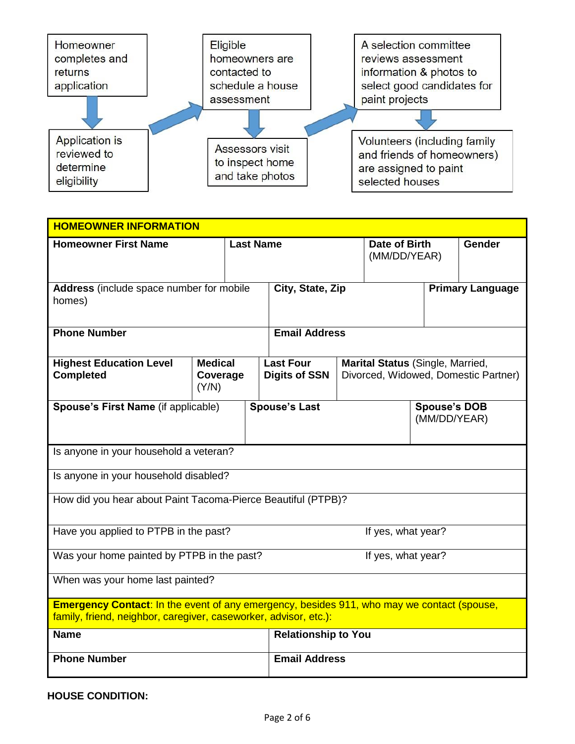Homeowner completes and returns application

Application is reviewed to determine eligibility

Eligible homeowners are contacted to schedule a house assessment

Assessors visit to inspect home and take photos

A selection committee reviews assessment information & photos to select good candidates for paint projects

Volunteers (including family and friends of homeowners) are assigned to paint selected houses

| **HOMEOWNER INFORMATION** | | | | |
|---|---|---|---|---|
| **Homeowner First Name** | **Last Name** | | **Date of Birth** (MM/DD/YEAR) | **Gender** |
| **Address** (include space number for mobile homes) | **City, State, Zip** | | **Primary Language** | |
| **Phone Number** | **Email Address** | | | |
| **Highest Education Level Completed** | **Medical Coverage** (Y/N) | **Last Four Digits of SSN** | **Marital Status** (Single, Married, Divorced, Widowed, Domestic Partner) | |
| **Spouse's First Name** (if applicable) | **Spouse's Last** | | **Spouse's DOB** (MM/DD/YEAR) | |
| Is anyone in your household a veteran? | | | | |
| Is anyone in your household disabled? | | | | |
| How did you hear about Paint Tacoma-Pierce Beautiful (PTPB)? | | | | |
| Have you applied to PTPB in the past? | | | If yes, what year? | |
| Was your home painted by PTPB in the past? | | | If yes, what year? | |
| When was your home last painted? | | | | |
| **Emergency Contact**: In the event of any emergency, besides 911, who may we contact (spouse, family, friend, neighbor, caregiver, caseworker, advisor, etc.): | | | | |
| **Name** | **Relationship to You** | | | |
| **Phone Number** | **Email Address** | | | |

**HOUSE CONDITION:**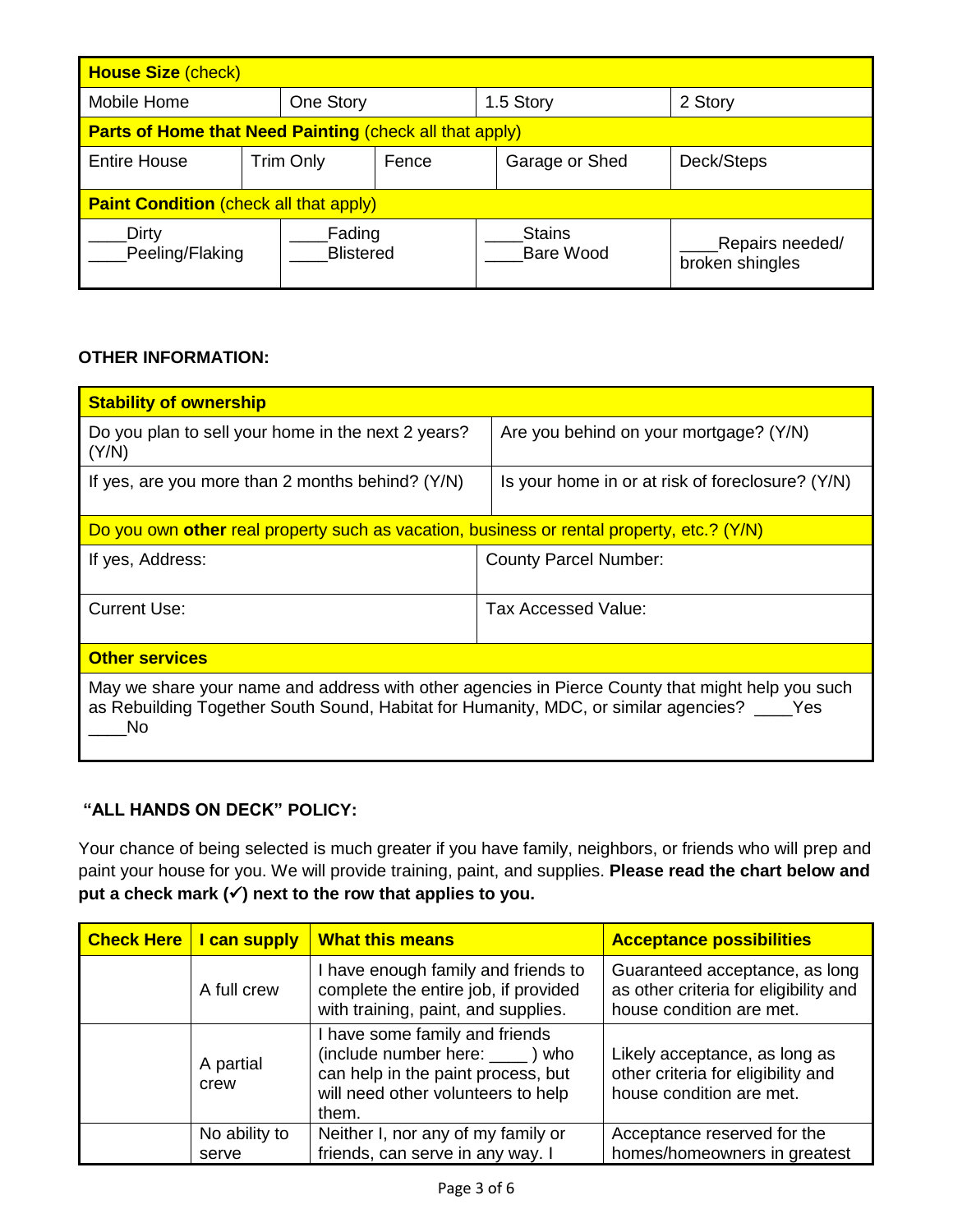| House Size (check) | | | | |
|---|---|---|---|---|
| Mobile Home | One Story | | 1.5 Story | 2 Story |
| **Parts of Home that Need Painting** (check all that apply) | | | | |
| Entire House | Trim Only | Fence | Garage or Shed | Deck/Steps |
| **Paint Condition** (check all that apply) | | | | |
| ____Dirty<br>____Peeling/Flaking | ____Fading<br>____Blistered | | ____Stains<br>____Bare Wood | ____Repairs needed/ broken shingles |

**OTHER INFORMATION:**

| Stability of ownership | |
|---|---|
| Do you plan to sell your home in the next 2 years? (Y/N) | Are you behind on your mortgage? (Y/N) |
| If yes, are you more than 2 months behind? (Y/N) | Is your home in or at risk of foreclosure? (Y/N) |
| Do you own **other** real property such as vacation, business or rental property, etc.? (Y/N) | |
| If yes, Address: | County Parcel Number: |
| Current Use: | Tax Accessed Value: |
| **Other services** | |
| May we share your name and address with other agencies in Pierce County that might help you such as Rebuilding Together South Sound, Habitat for Humanity, MDC, or similar agencies? ____Yes ____No | |

**"ALL HANDS ON DECK" POLICY:**

Your chance of being selected is much greater if you have family, neighbors, or friends who will prep and paint your house for you. We will provide training, paint, and supplies. **Please read the chart below and put a check mark (✓) next to the row that applies to you.**

| Check Here | I can supply | What this means | Acceptance possibilities |
|---|---|---|---|
| | A full crew | I have enough family and friends to complete the entire job, if provided with training, paint, and supplies. | Guaranteed acceptance, as long as other criteria for eligibility and house condition are met. |
| | A partial crew | I have some family and friends (include number here: ____ ) who can help in the paint process, but will need other volunteers to help them. | Likely acceptance, as long as other criteria for eligibility and house condition are met. |
| | No ability to serve | Neither I, nor any of my family or friends, can serve in any way. I | Acceptance reserved for the homes/homeowners in greatest |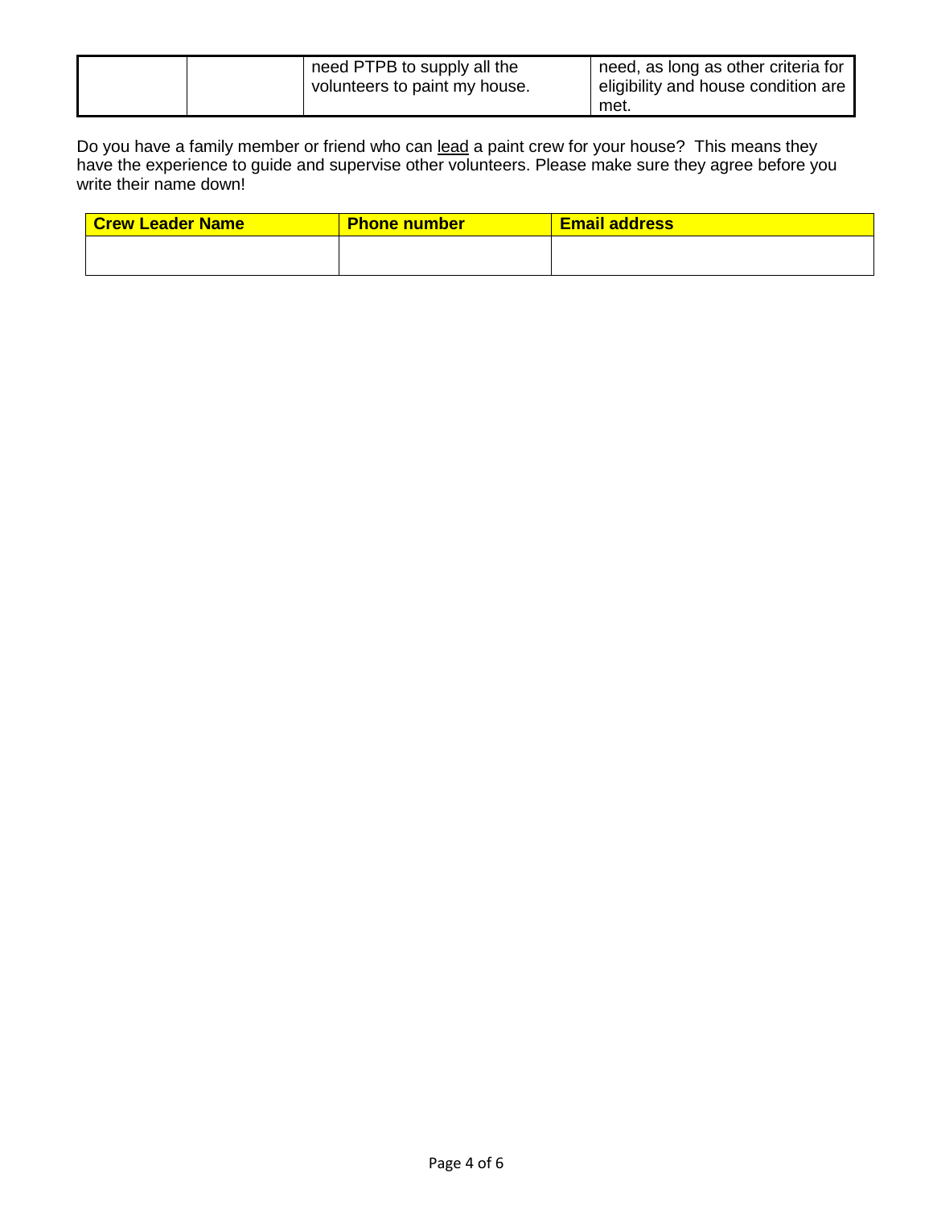| | | need PTPB to supply all the volunteers to paint my house. | need, as long as other criteria for eligibility and house condition are met. |
|---|---|---|---|

Do you have a family member or friend who can <u>lead</u> a paint crew for your house? This means they have the experience to guide and supervise other volunteers. Please make sure they agree before you write their name down!

| **Crew Leader Name** | **Phone number** | **Email address** |
|---|---|---|
| | | |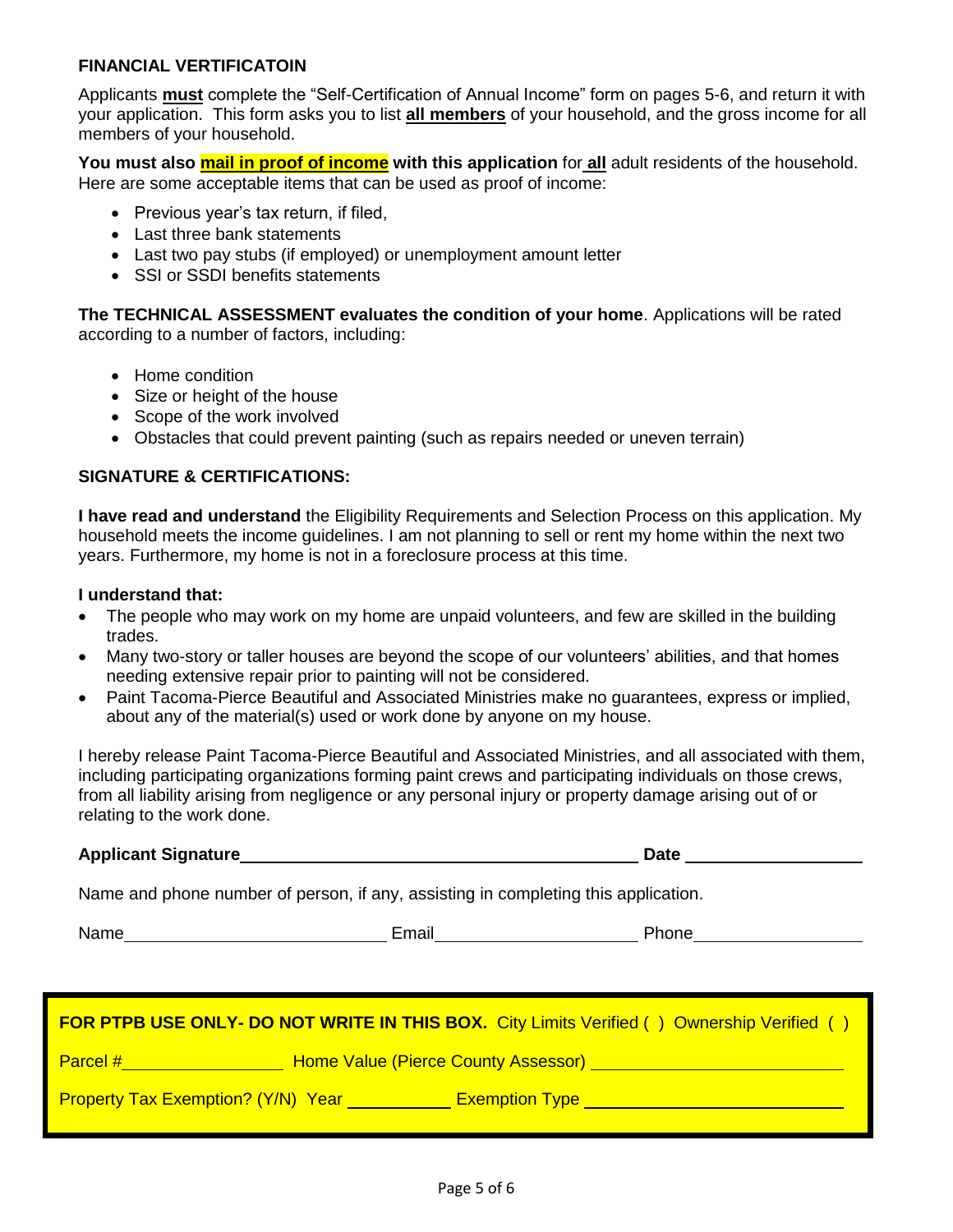## FINANCIAL VERTIFICATOIN

Applicants **must** complete the "Self-Certification of Annual Income" form on pages 5-6, and return it with your application. This form asks you to list **all members** of your household, and the gross income for all members of your household.

**You must also mail in proof of income with this application** for **all** adult residents of the household. Here are some acceptable items that can be used as proof of income:

- Previous year's tax return, if filed,
- Last three bank statements
- Last two pay stubs (if employed) or unemployment amount letter
- SSI or SSDI benefits statements

**The TECHNICAL ASSESSMENT evaluates the condition of your home**. Applications will be rated according to a number of factors, including:

- Home condition
- Size or height of the house
- Scope of the work involved
- Obstacles that could prevent painting (such as repairs needed or uneven terrain)

## SIGNATURE & CERTIFICATIONS:

**I have read and understand** the Eligibility Requirements and Selection Process on this application. My household meets the income guidelines. I am not planning to sell or rent my home within the next two years. Furthermore, my home is not in a foreclosure process at this time.

**I understand that:**

- The people who may work on my home are unpaid volunteers, and few are skilled in the building trades.
- Many two-story or taller houses are beyond the scope of our volunteers' abilities, and that homes needing extensive repair prior to painting will not be considered.
- Paint Tacoma-Pierce Beautiful and Associated Ministries make no guarantees, express or implied, about any of the material(s) used or work done by anyone on my house.

I hereby release Paint Tacoma-Pierce Beautiful and Associated Ministries, and all associated with them, including participating organizations forming paint crews and participating individuals on those crews, from all liability arising from negligence or any personal injury or property damage arising out of or relating to the work done.

**Applicant Signature** ______________________________ **Date** ______________

Name and phone number of person, if any, assisting in completing this application.

Name ____________________ Email ____________________ Phone ______________

**FOR PTPB USE ONLY- DO NOT WRITE IN THIS BOX.** City Limits Verified ( ) Ownership Verified ( )

Parcel # ______________ Home Value (Pierce County Assessor) ____________________

Property Tax Exemption? (Y/N) Year __________ Exemption Type ____________________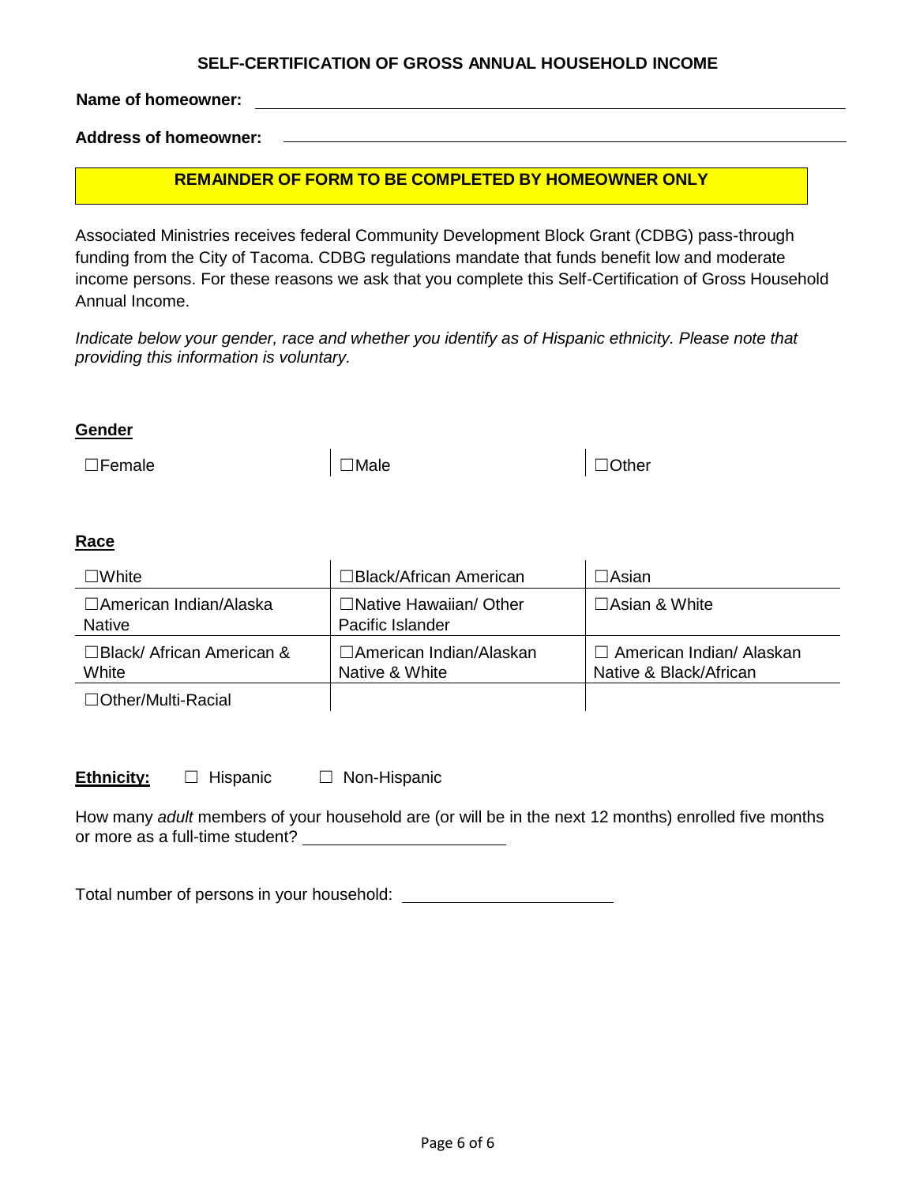## SELF-CERTIFICATION OF GROSS ANNUAL HOUSEHOLD INCOME

**Name of homeowner:** ____________________________________________

**Address of homeowner:** ____________________________________________

**REMAINDER OF FORM TO BE COMPLETED BY HOMEOWNER ONLY**

Associated Ministries receives federal Community Development Block Grant (CDBG) pass-through funding from the City of Tacoma. CDBG regulations mandate that funds benefit low and moderate income persons. For these reasons we ask that you complete this Self-Certification of Gross Household Annual Income.

*Indicate below your gender, race and whether you identify as of Hispanic ethnicity. Please note that providing this information is voluntary.*

**Gender**

| | | |
|---|---|---|
| ☐Female | ☐Male | ☐Other |

**Race**

| | | |
|---|---|---|
| ☐White | ☐Black/African American | ☐Asian |
| ☐American Indian/Alaska Native | ☐Native Hawaiian/ Other Pacific Islander | ☐Asian & White |
| ☐Black/ African American & White | ☐American Indian/Alaskan Native & White | ☐ American Indian/ Alaskan Native & Black/African |
| ☐Other/Multi-Racial | | |

**Ethnicity:** ☐ Hispanic ☐ Non-Hispanic

How many *adult* members of your household are (or will be in the next 12 months) enrolled five months or more as a full-time student? ____________________

Total number of persons in your household: ____________________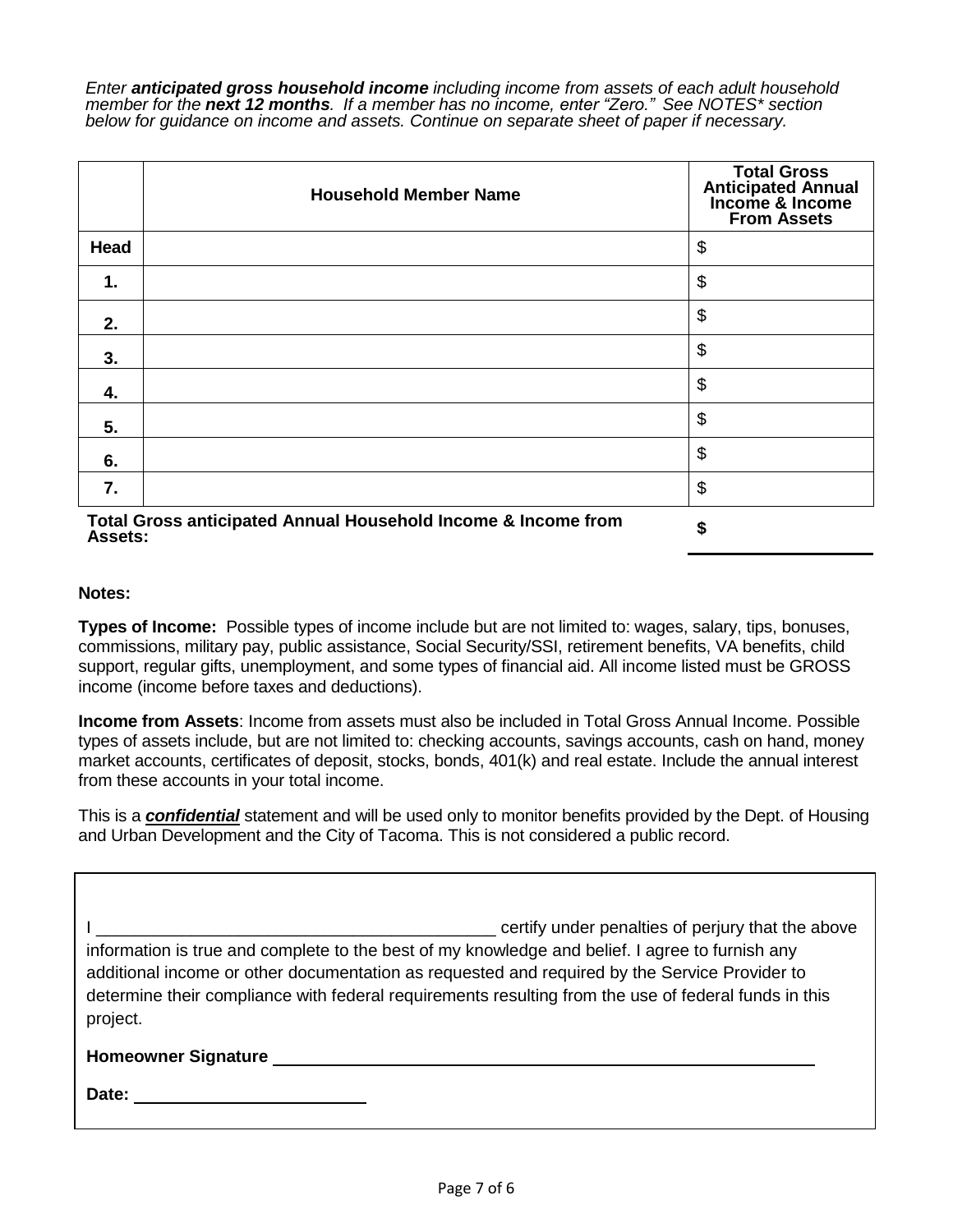*Enter **anticipated gross household income** including income from assets of each adult household member for the **next 12 months**. If a member has no income, enter "Zero." See NOTES* section below for guidance on income and assets. Continue on separate sheet of paper if necessary.*

| | Household Member Name | Total Gross Anticipated Annual Income & Income From Assets |
|---|---|---|
| **Head** | | $ |
| **1.** | | $ |
| **2.** | | $ |
| **3.** | | $ |
| **4.** | | $ |
| **5.** | | $ |
| **6.** | | $ |
| **7.** | | $ |

**Total Gross anticipated Annual Household Income & Income from Assets:** **$** ____________

**Notes:**

**Types of Income:** Possible types of income include but are not limited to: wages, salary, tips, bonuses, commissions, military pay, public assistance, Social Security/SSI, retirement benefits, VA benefits, child support, regular gifts, unemployment, and some types of financial aid. All income listed must be GROSS income (income before taxes and deductions).

**Income from Assets**: Income from assets must also be included in Total Gross Annual Income. Possible types of assets include, but are not limited to: checking accounts, savings accounts, cash on hand, money market accounts, certificates of deposit, stocks, bonds, 401(k) and real estate. Include the annual interest from these accounts in your total income.

This is a ***confidential*** statement and will be used only to monitor benefits provided by the Dept. of Housing and Urban Development and the City of Tacoma. This is not considered a public record.

I ____________________________________________ certify under penalties of perjury that the above information is true and complete to the best of my knowledge and belief. I agree to furnish any additional income or other documentation as requested and required by the Service Provider to determine their compliance with federal requirements resulting from the use of federal funds in this project.

**Homeowner Signature** ____________________________________________

**Date:** ________________________